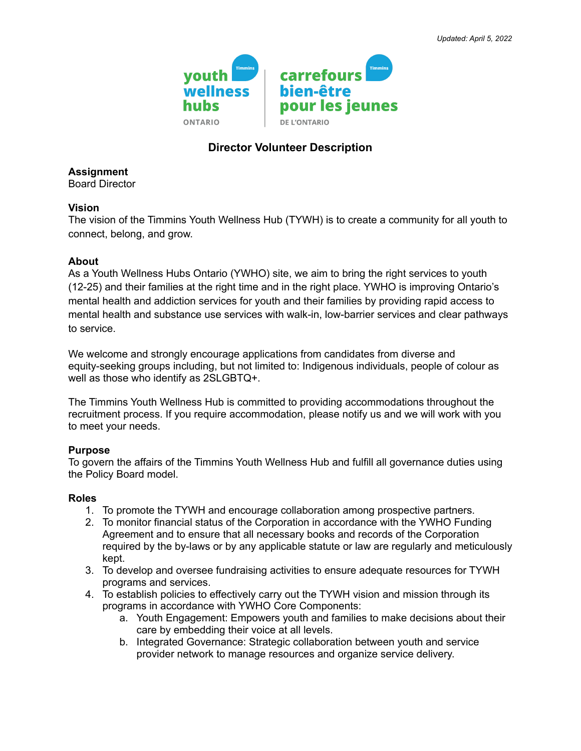*Updated: April 5, 2022*

youth wellness hubs ONTARIO | carrefours bien-être pour les jeunes DE L'ONTARIO

# Director Volunteer Description

**Assignment**
Board Director

**Vision**
The vision of the Timmins Youth Wellness Hub (TYWH) is to create a community for all youth to connect, belong, and grow.

**About**
As a Youth Wellness Hubs Ontario (YWHO) site, we aim to bring the right services to youth (12-25) and their families at the right time and in the right place. YWHO is improving Ontario's mental health and addiction services for youth and their families by providing rapid access to mental health and substance use services with walk-in, low-barrier services and clear pathways to service.

We welcome and strongly encourage applications from candidates from diverse and equity-seeking groups including, but not limited to: Indigenous individuals, people of colour as well as those who identify as 2SLGBTQ+.

The Timmins Youth Wellness Hub is committed to providing accommodations throughout the recruitment process. If you require accommodation, please notify us and we will work with you to meet your needs.

**Purpose**
To govern the affairs of the Timmins Youth Wellness Hub and fulfill all governance duties using the Policy Board model.

**Roles**

1. To promote the TYWH and encourage collaboration among prospective partners.
2. To monitor financial status of the Corporation in accordance with the YWHO Funding Agreement and to ensure that all necessary books and records of the Corporation required by the by-laws or by any applicable statute or law are regularly and meticulously kept.
3. To develop and oversee fundraising activities to ensure adequate resources for TYWH programs and services.
4. To establish policies to effectively carry out the TYWH vision and mission through its programs in accordance with YWHO Core Components:
   a. Youth Engagement: Empowers youth and families to make decisions about their care by embedding their voice at all levels.
   b. Integrated Governance: Strategic collaboration between youth and service provider network to manage resources and organize service delivery.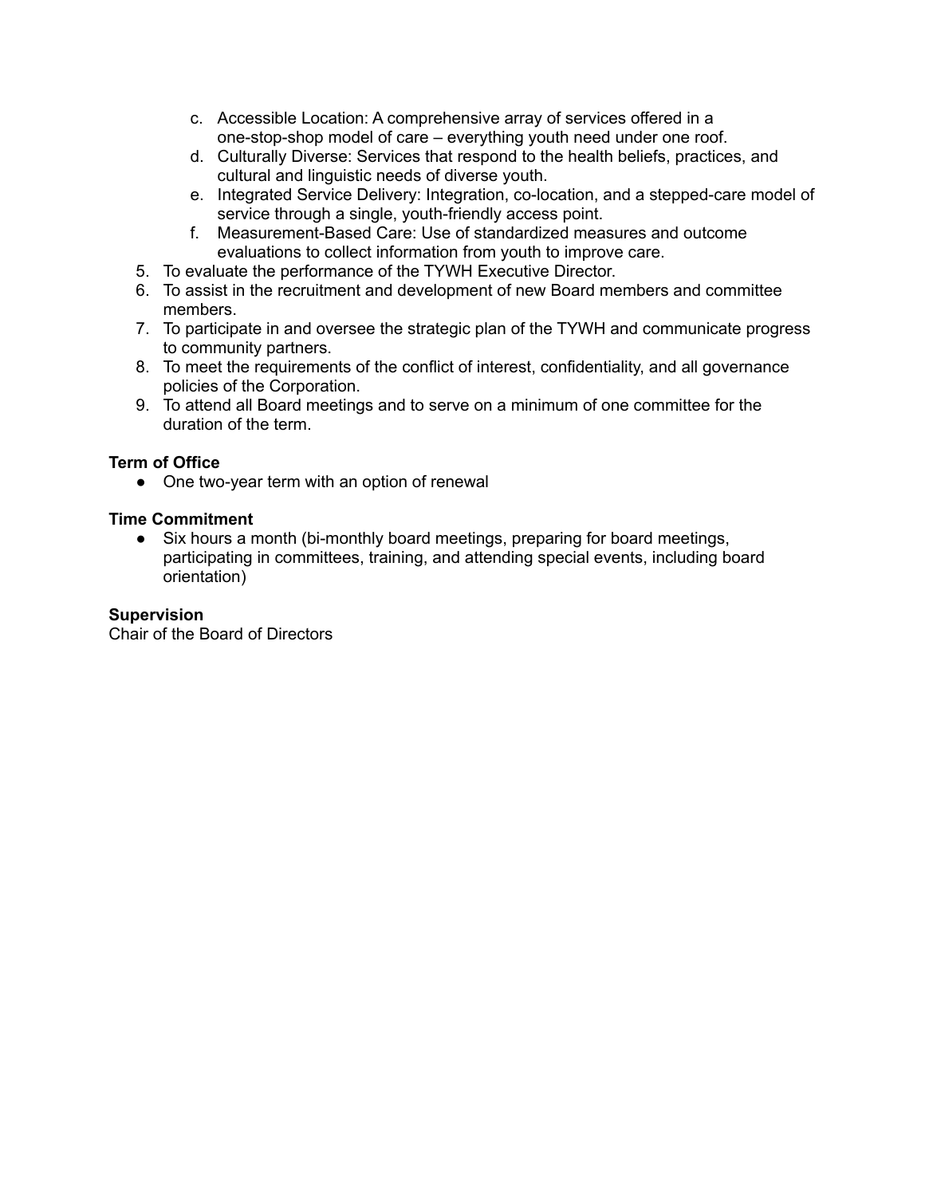c. Accessible Location: A comprehensive array of services offered in a one-stop-shop model of care – everything youth need under one roof.
   d. Culturally Diverse: Services that respond to the health beliefs, practices, and cultural and linguistic needs of diverse youth.
   e. Integrated Service Delivery: Integration, co-location, and a stepped-care model of service through a single, youth-friendly access point.
   f. Measurement-Based Care: Use of standardized measures and outcome evaluations to collect information from youth to improve care.
5. To evaluate the performance of the TYWH Executive Director.
6. To assist in the recruitment and development of new Board members and committee members.
7. To participate in and oversee the strategic plan of the TYWH and communicate progress to community partners.
8. To meet the requirements of the conflict of interest, confidentiality, and all governance policies of the Corporation.
9. To attend all Board meetings and to serve on a minimum of one committee for the duration of the term.

**Term of Office**

- One two-year term with an option of renewal

**Time Commitment**

- Six hours a month (bi-monthly board meetings, preparing for board meetings, participating in committees, training, and attending special events, including board orientation)

**Supervision**

Chair of the Board of Directors